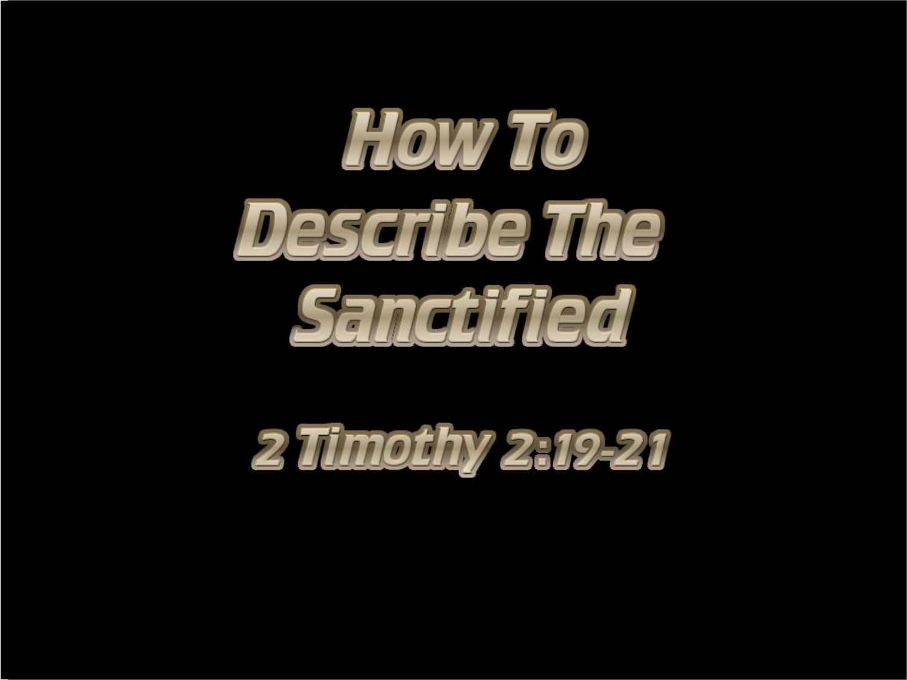# How To Describe The Sanctified

2 Timothy 2:19-21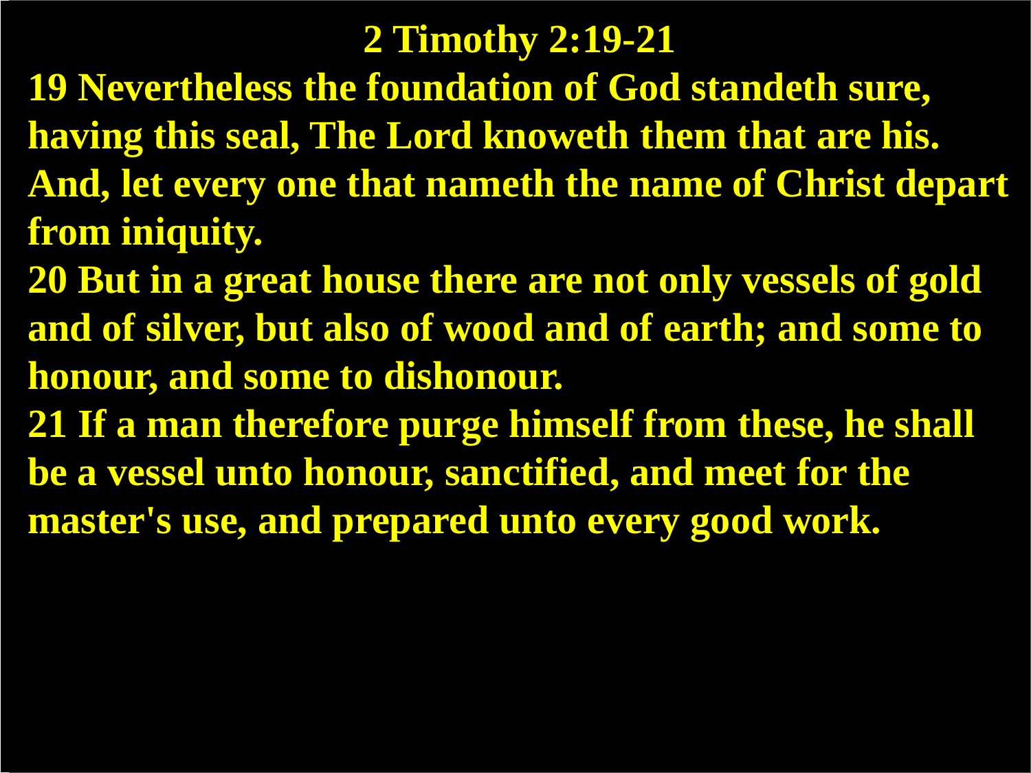# 2 Timothy 2:19-21

**19 Nevertheless the foundation of God standeth sure, having this seal, The Lord knoweth them that are his. And, let every one that nameth the name of Christ depart from iniquity.**

**20 But in a great house there are not only vessels of gold and of silver, but also of wood and of earth; and some to honour, and some to dishonour.**

**21 If a man therefore purge himself from these, he shall be a vessel unto honour, sanctified, and meet for the master's use, and prepared unto every good work.**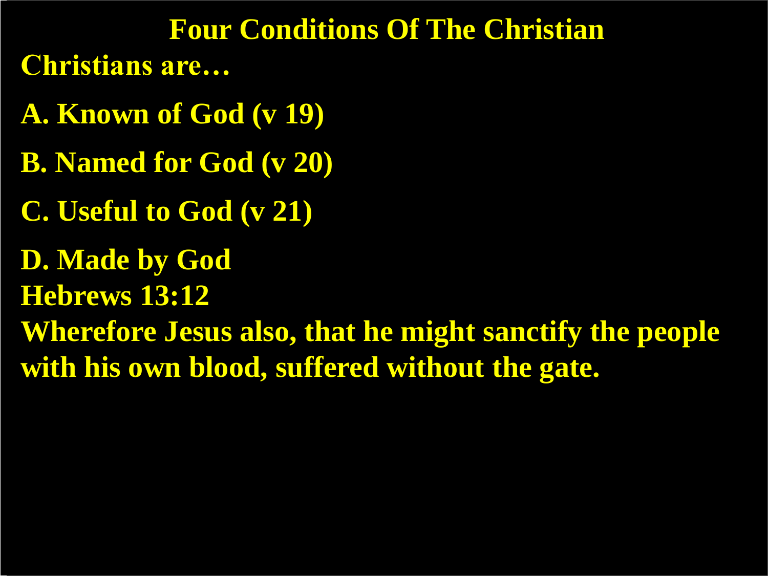# Four Conditions Of The Christian

**Christians are…**

**A. Known of God (v 19)**

**B. Named for God (v 20)**

**C. Useful to God (v 21)**

**D. Made by God**

**Hebrews 13:12**

**Wherefore Jesus also, that he might sanctify the people with his own blood, suffered without the gate.**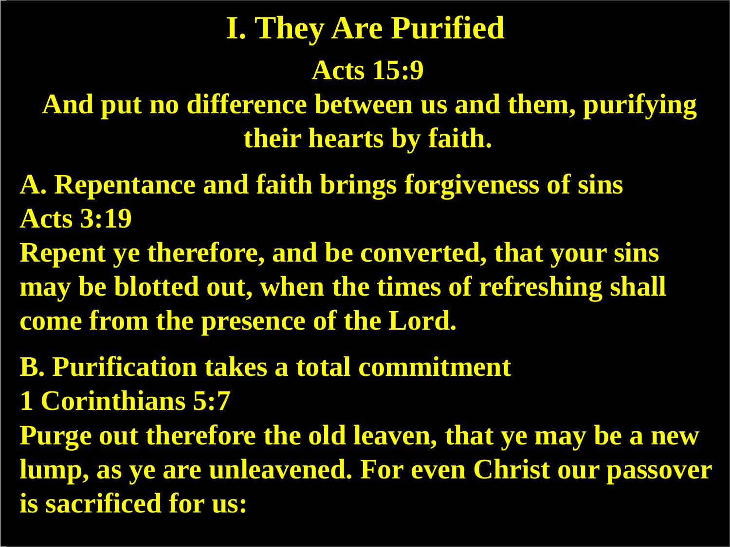# I. They Are Purified

**Acts 15:9**

**And put no difference between us and them, purifying their hearts by faith.**

**A. Repentance and faith brings forgiveness of sins**

**Acts 3:19**

**Repent ye therefore, and be converted, that your sins may be blotted out, when the times of refreshing shall come from the presence of the Lord.**

**B. Purification takes a total commitment**

**1 Corinthians 5:7**

**Purge out therefore the old leaven, that ye may be a new lump, as ye are unleavened. For even Christ our passover is sacrificed for us:**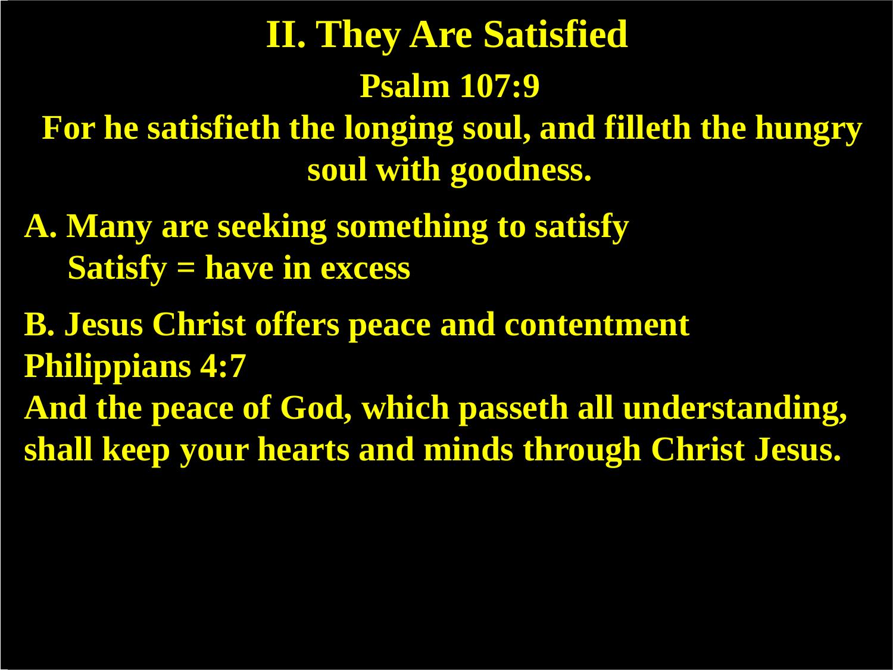# II. They Are Satisfied

**Psalm 107:9**

**For he satisfieth the longing soul, and filleth the hungry soul with goodness.**

**A. Many are seeking something to satisfy**

**Satisfy = have in excess**

**B. Jesus Christ offers peace and contentment**

**Philippians 4:7**

**And the peace of God, which passeth all understanding, shall keep your hearts and minds through Christ Jesus.**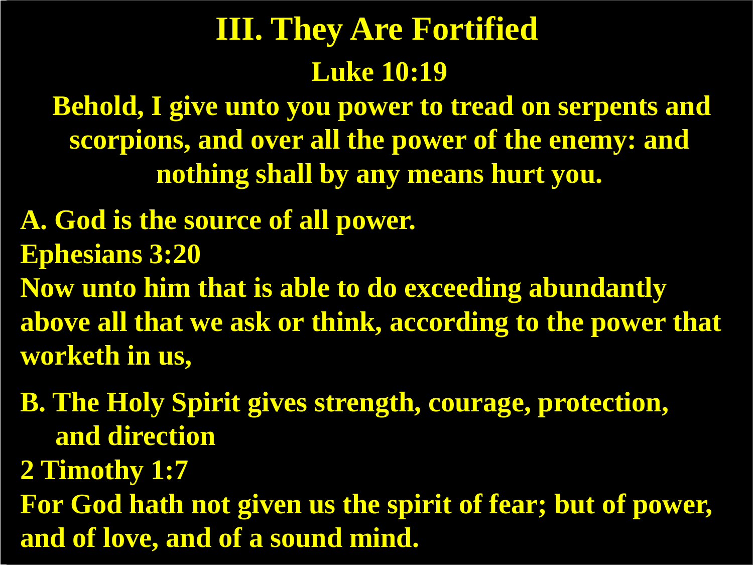# III. They Are Fortified

**Luke 10:19**

**Behold, I give unto you power to tread on serpents and scorpions, and over all the power of the enemy: and nothing shall by any means hurt you.**

**A. God is the source of all power.**

**Ephesians 3:20**

**Now unto him that is able to do exceeding abundantly above all that we ask or think, according to the power that worketh in us,**

**B. The Holy Spirit gives strength, courage, protection, and direction**

**2 Timothy 1:7**

**For God hath not given us the spirit of fear; but of power, and of love, and of a sound mind.**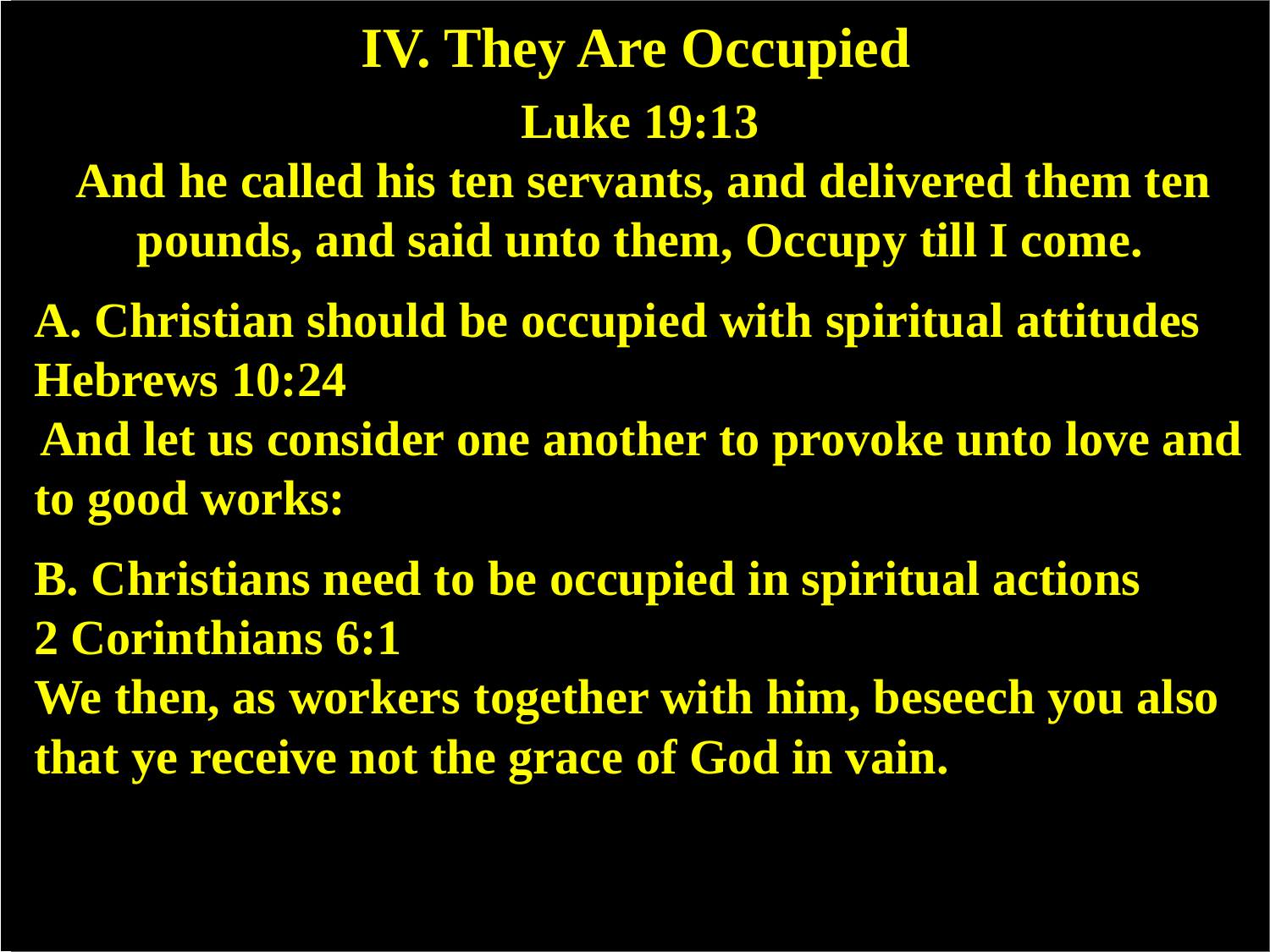# IV. They Are Occupied

**Luke 19:13**

**And he called his ten servants, and delivered them ten pounds, and said unto them, Occupy till I come.**

**A. Christian should be occupied with spiritual attitudes**
**Hebrews 10:24**

**And let us consider one another to provoke unto love and to good works:**

**B. Christians need to be occupied in spiritual actions**
**2 Corinthians 6:1**

**We then, as workers together with him, beseech you also that ye receive not the grace of God in vain.**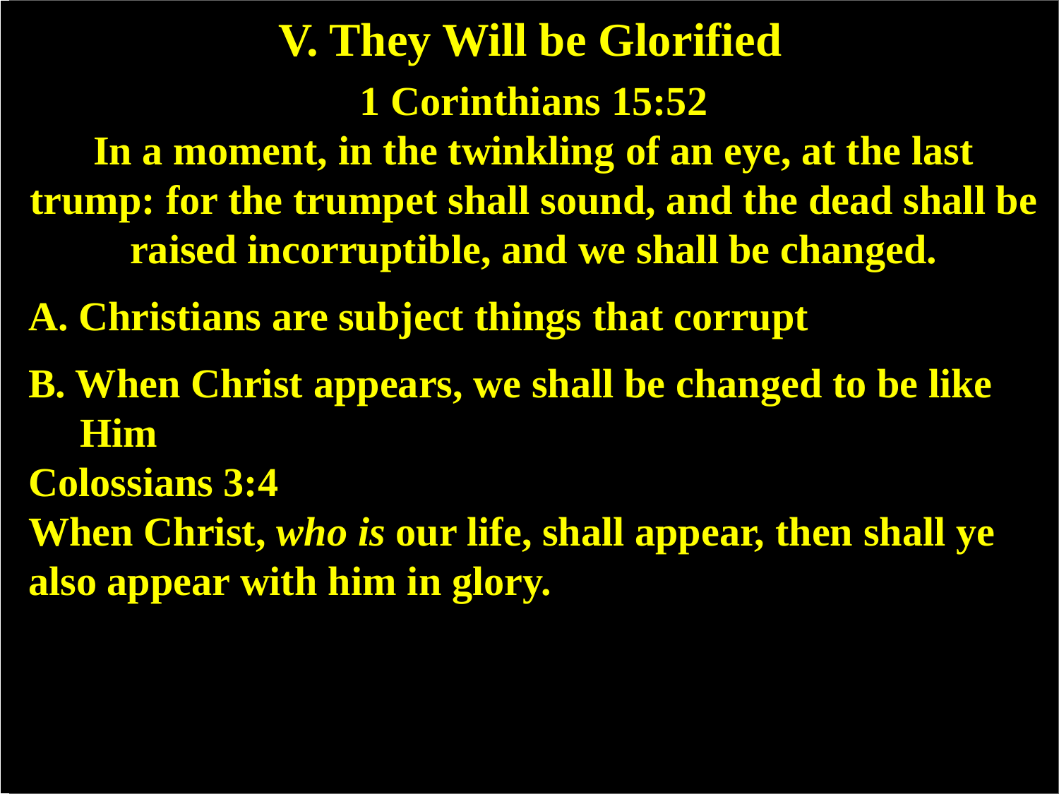# V. They Will be Glorified

**1 Corinthians 15:52**

**In a moment, in the twinkling of an eye, at the last trump: for the trumpet shall sound, and the dead shall be raised incorruptible, and we shall be changed.**

**A. Christians are subject things that corrupt**

**B. When Christ appears, we shall be changed to be like Him**

**Colossians 3:4**

**When Christ, *who is* our life, shall appear, then shall ye also appear with him in glory.**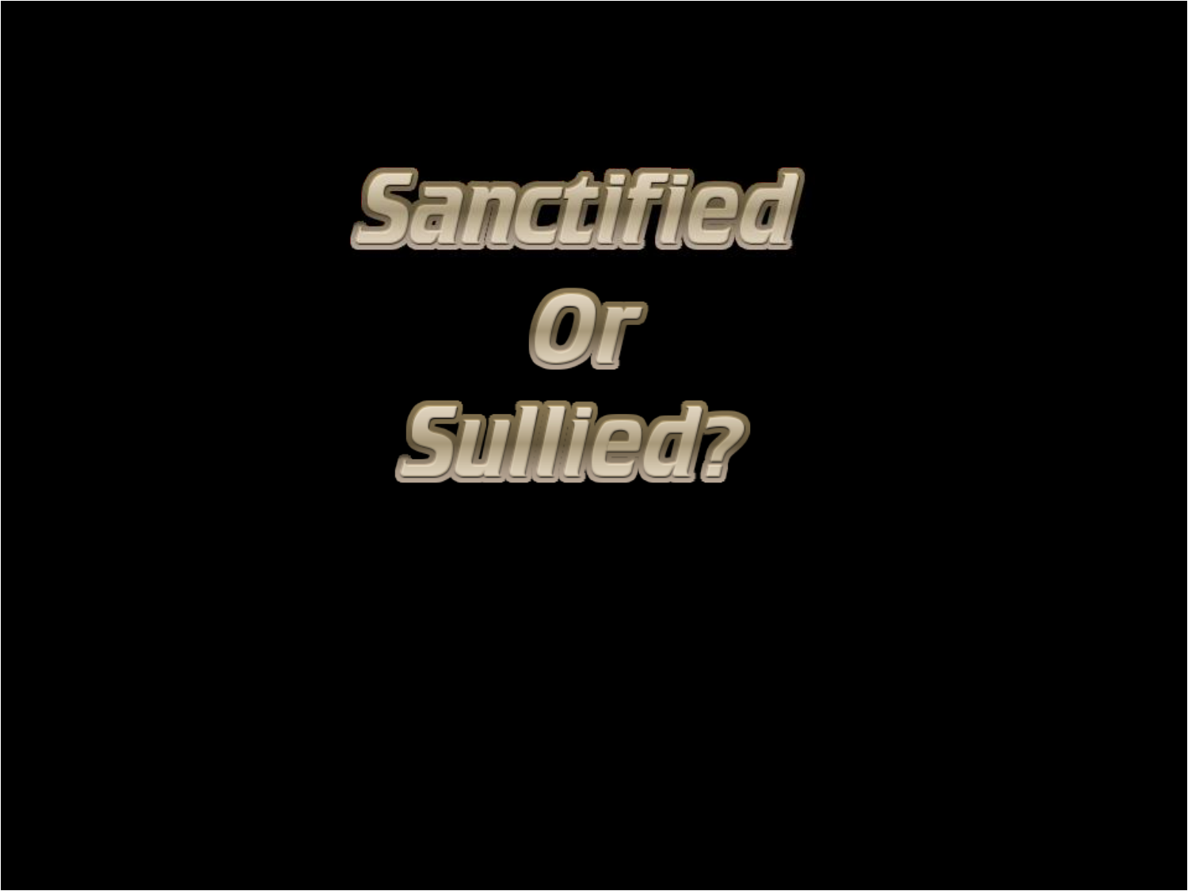# Sanctified
# Or
# Sullied?